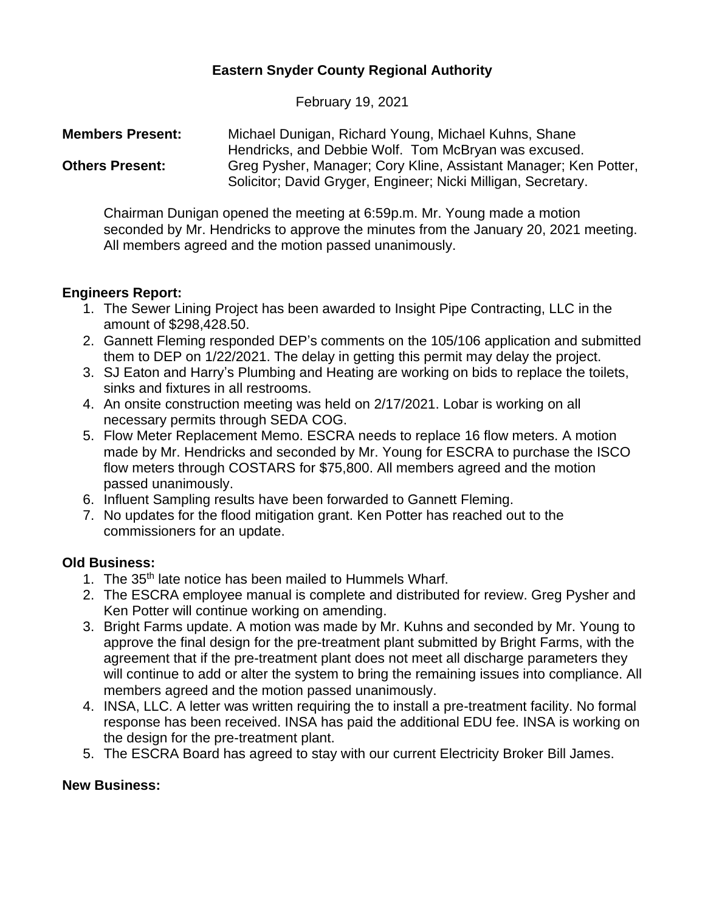**Eastern Snyder County Regional Authority**

February 19, 2021

**Members Present:** Michael Dunigan, Richard Young, Michael Kuhns, Shane Hendricks, and Debbie Wolf. Tom McBryan was excused.

**Others Present:** Greg Pysher, Manager; Cory Kline, Assistant Manager; Ken Potter, Solicitor; David Gryger, Engineer; Nicki Milligan, Secretary.

Chairman Dunigan opened the meeting at 6:59p.m. Mr. Young made a motion seconded by Mr. Hendricks to approve the minutes from the January 20, 2021 meeting. All members agreed and the motion passed unanimously.

**Engineers Report:**

1. The Sewer Lining Project has been awarded to Insight Pipe Contracting, LLC in the amount of $298,428.50.
2. Gannett Fleming responded DEP's comments on the 105/106 application and submitted them to DEP on 1/22/2021. The delay in getting this permit may delay the project.
3. SJ Eaton and Harry's Plumbing and Heating are working on bids to replace the toilets, sinks and fixtures in all restrooms.
4. An onsite construction meeting was held on 2/17/2021. Lobar is working on all necessary permits through SEDA COG.
5. Flow Meter Replacement Memo. ESCRA needs to replace 16 flow meters. A motion made by Mr. Hendricks and seconded by Mr. Young for ESCRA to purchase the ISCO flow meters through COSTARS for $75,800. All members agreed and the motion passed unanimously.
6. Influent Sampling results have been forwarded to Gannett Fleming.
7. No updates for the flood mitigation grant. Ken Potter has reached out to the commissioners for an update.

**Old Business:**

1. The 35th late notice has been mailed to Hummels Wharf.
2. The ESCRA employee manual is complete and distributed for review. Greg Pysher and Ken Potter will continue working on amending.
3. Bright Farms update. A motion was made by Mr. Kuhns and seconded by Mr. Young to approve the final design for the pre-treatment plant submitted by Bright Farms, with the agreement that if the pre-treatment plant does not meet all discharge parameters they will continue to add or alter the system to bring the remaining issues into compliance. All members agreed and the motion passed unanimously.
4. INSA, LLC. A letter was written requiring the to install a pre-treatment facility. No formal response has been received. INSA has paid the additional EDU fee. INSA is working on the design for the pre-treatment plant.
5. The ESCRA Board has agreed to stay with our current Electricity Broker Bill James.

**New Business:**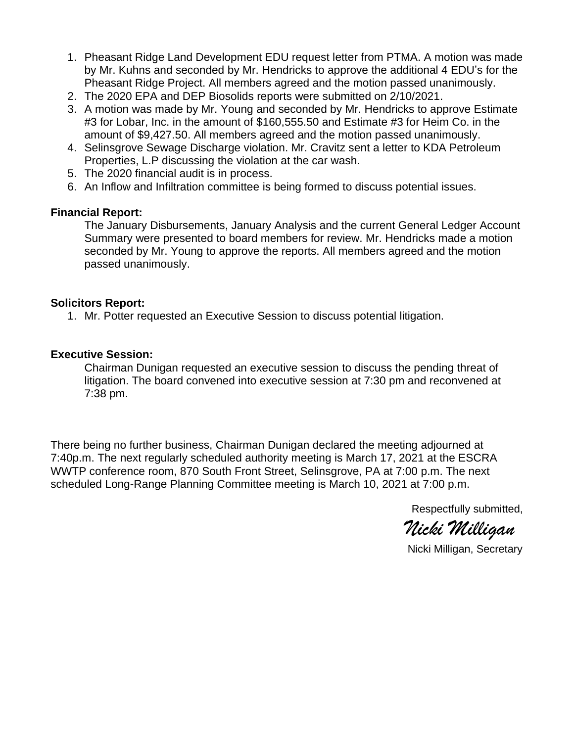1. Pheasant Ridge Land Development EDU request letter from PTMA. A motion was made by Mr. Kuhns and seconded by Mr. Hendricks to approve the additional 4 EDU's for the Pheasant Ridge Project. All members agreed and the motion passed unanimously.
2. The 2020 EPA and DEP Biosolids reports were submitted on 2/10/2021.
3. A motion was made by Mr. Young and seconded by Mr. Hendricks to approve Estimate #3 for Lobar, Inc. in the amount of $160,555.50 and Estimate #3 for Heim Co. in the amount of $9,427.50. All members agreed and the motion passed unanimously.
4. Selinsgrove Sewage Discharge violation. Mr. Cravitz sent a letter to KDA Petroleum Properties, L.P discussing the violation at the car wash.
5. The 2020 financial audit is in process.
6. An Inflow and Infiltration committee is being formed to discuss potential issues.

**Financial Report:**

The January Disbursements, January Analysis and the current General Ledger Account Summary were presented to board members for review. Mr. Hendricks made a motion seconded by Mr. Young to approve the reports. All members agreed and the motion passed unanimously.

**Solicitors Report:**

1. Mr. Potter requested an Executive Session to discuss potential litigation.

**Executive Session:**

Chairman Dunigan requested an executive session to discuss the pending threat of litigation. The board convened into executive session at 7:30 pm and reconvened at 7:38 pm.

There being no further business, Chairman Dunigan declared the meeting adjourned at 7:40p.m. The next regularly scheduled authority meeting is March 17, 2021 at the ESCRA WWTP conference room, 870 South Front Street, Selinsgrove, PA at 7:00 p.m. The next scheduled Long-Range Planning Committee meeting is March 10, 2021 at 7:00 p.m.

Respectfully submitted,

*Nicki Milligan*

Nicki Milligan, Secretary